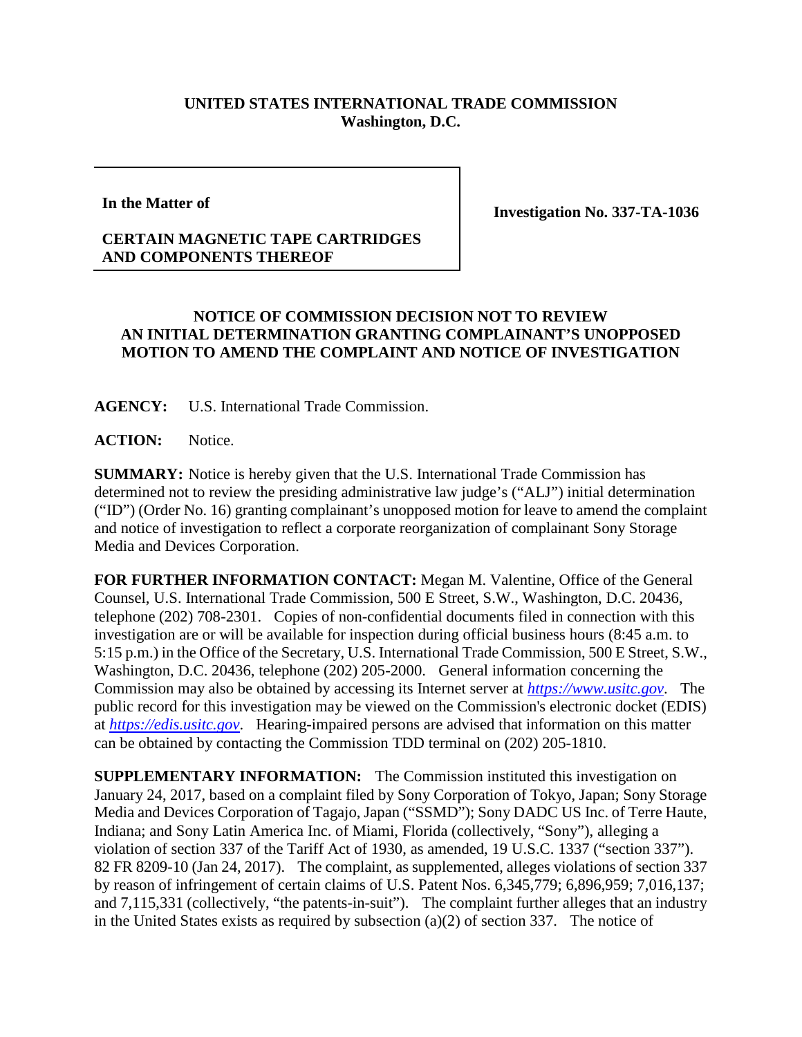**UNITED STATES INTERNATIONAL TRADE COMMISSION**
**Washington, D.C.**

| In the Matter of<br><br>**CERTAIN MAGNETIC TAPE CARTRIDGES AND COMPONENTS THEREOF** | **Investigation No. 337-TA-1036** |
|---|---|

**NOTICE OF COMMISSION DECISION NOT TO REVIEW AN INITIAL DETERMINATION GRANTING COMPLAINANT'S UNOPPOSED MOTION TO AMEND THE COMPLAINT AND NOTICE OF INVESTIGATION**

**AGENCY:** U.S. International Trade Commission.

**ACTION:** Notice.

**SUMMARY:** Notice is hereby given that the U.S. International Trade Commission has determined not to review the presiding administrative law judge's ("ALJ") initial determination ("ID") (Order No. 16) granting complainant's unopposed motion for leave to amend the complaint and notice of investigation to reflect a corporate reorganization of complainant Sony Storage Media and Devices Corporation.

**FOR FURTHER INFORMATION CONTACT:** Megan M. Valentine, Office of the General Counsel, U.S. International Trade Commission, 500 E Street, S.W., Washington, D.C. 20436, telephone (202) 708-2301. Copies of non-confidential documents filed in connection with this investigation are or will be available for inspection during official business hours (8:45 a.m. to 5:15 p.m.) in the Office of the Secretary, U.S. International Trade Commission, 500 E Street, S.W., Washington, D.C. 20436, telephone (202) 205-2000. General information concerning the Commission may also be obtained by accessing its Internet server at *https://www.usitc.gov*. The public record for this investigation may be viewed on the Commission's electronic docket (EDIS) at *https://edis.usitc.gov*. Hearing-impaired persons are advised that information on this matter can be obtained by contacting the Commission TDD terminal on (202) 205-1810.

**SUPPLEMENTARY INFORMATION:** The Commission instituted this investigation on January 24, 2017, based on a complaint filed by Sony Corporation of Tokyo, Japan; Sony Storage Media and Devices Corporation of Tagajo, Japan ("SSMD"); Sony DADC US Inc. of Terre Haute, Indiana; and Sony Latin America Inc. of Miami, Florida (collectively, "Sony"), alleging a violation of section 337 of the Tariff Act of 1930, as amended, 19 U.S.C. 1337 ("section 337"). 82 FR 8209-10 (Jan 24, 2017). The complaint, as supplemented, alleges violations of section 337 by reason of infringement of certain claims of U.S. Patent Nos. 6,345,779; 6,896,959; 7,016,137; and 7,115,331 (collectively, "the patents-in-suit"). The complaint further alleges that an industry in the United States exists as required by subsection (a)(2) of section 337. The notice of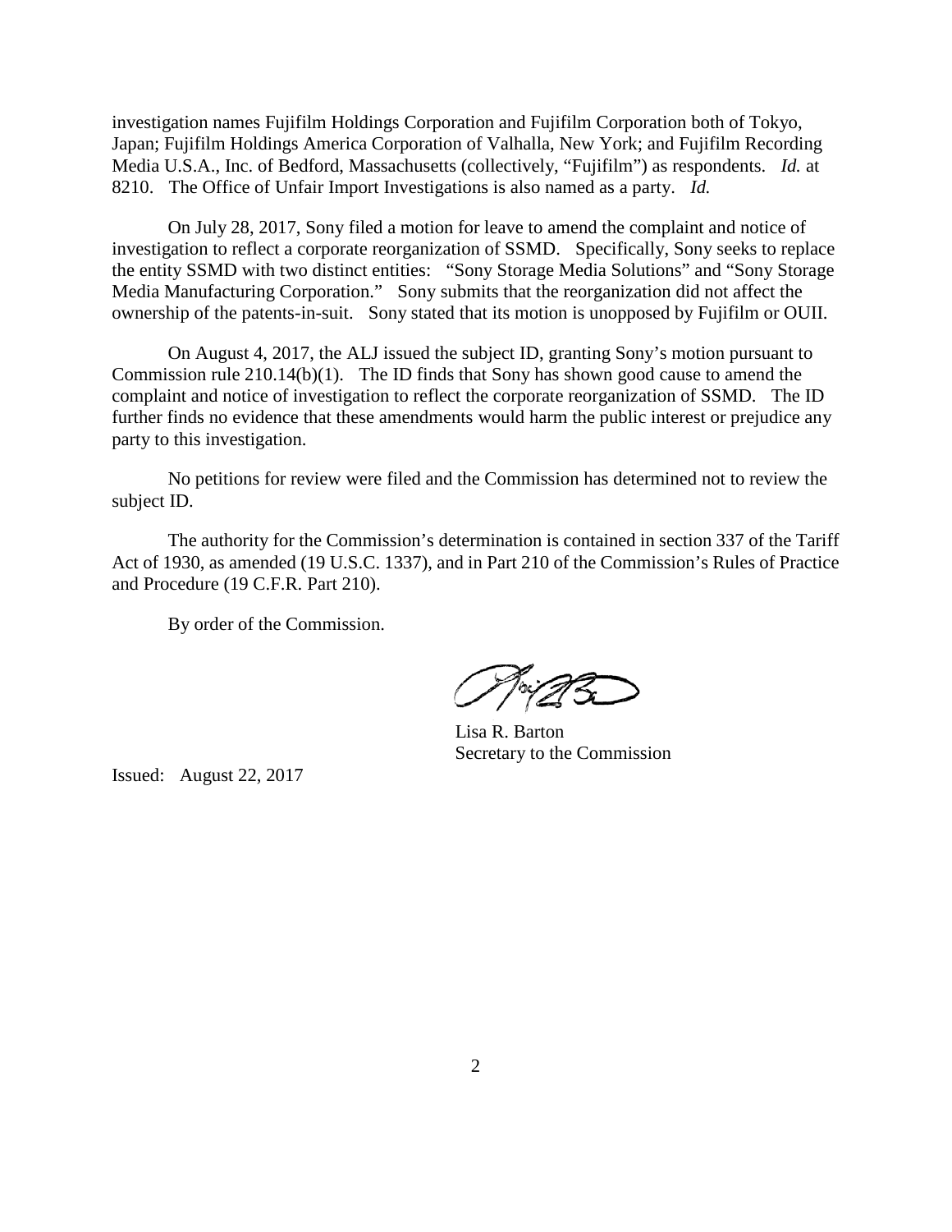investigation names Fujifilm Holdings Corporation and Fujifilm Corporation both of Tokyo, Japan; Fujifilm Holdings America Corporation of Valhalla, New York; and Fujifilm Recording Media U.S.A., Inc. of Bedford, Massachusetts (collectively, "Fujifilm") as respondents. *Id.* at 8210. The Office of Unfair Import Investigations is also named as a party. *Id.*

On July 28, 2017, Sony filed a motion for leave to amend the complaint and notice of investigation to reflect a corporate reorganization of SSMD. Specifically, Sony seeks to replace the entity SSMD with two distinct entities: "Sony Storage Media Solutions" and "Sony Storage Media Manufacturing Corporation." Sony submits that the reorganization did not affect the ownership of the patents-in-suit. Sony stated that its motion is unopposed by Fujifilm or OUII.

On August 4, 2017, the ALJ issued the subject ID, granting Sony's motion pursuant to Commission rule 210.14(b)(1). The ID finds that Sony has shown good cause to amend the complaint and notice of investigation to reflect the corporate reorganization of SSMD. The ID further finds no evidence that these amendments would harm the public interest or prejudice any party to this investigation.

No petitions for review were filed and the Commission has determined not to review the subject ID.

The authority for the Commission's determination is contained in section 337 of the Tariff Act of 1930, as amended (19 U.S.C. 1337), and in Part 210 of the Commission's Rules of Practice and Procedure (19 C.F.R. Part 210).

By order of the Commission.

Lisa R. Barton
Secretary to the Commission

Issued: August 22, 2017